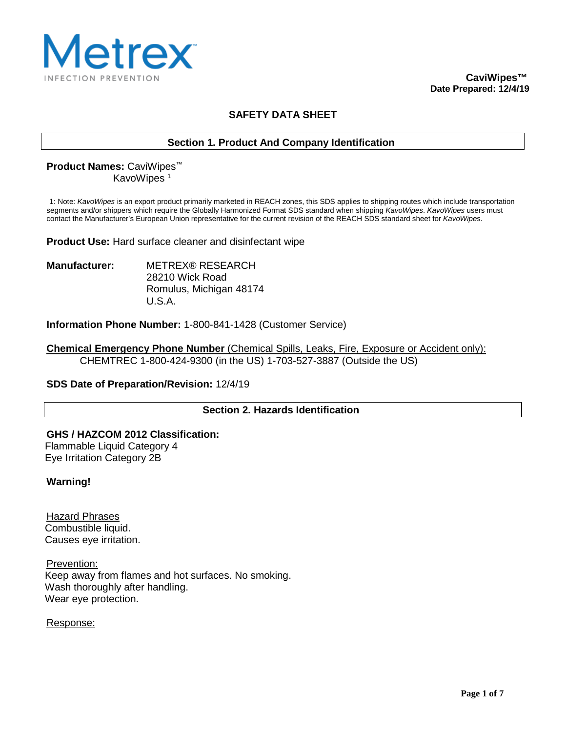Metrex
INFECTION PREVENTION

**CaviWipes™**
**Date Prepared: 12/4/19**

# SAFETY DATA SHEET

## Section 1. Product And Company Identification

**Product Names:** CaviWipes™
KavoWipes [1]

1: Note: *KavoWipes* is an export product primarily marketed in REACH zones, this SDS applies to shipping routes which include transportation segments and/or shippers which require the Globally Harmonized Format SDS standard when shipping *KavoWipes*. *KavoWipes* users must contact the Manufacturer's European Union representative for the current revision of the REACH SDS standard sheet for *KavoWipes*.

**Product Use:** Hard surface cleaner and disinfectant wipe

**Manufacturer:** METREX® RESEARCH
28210 Wick Road
Romulus, Michigan 48174
U.S.A.

**Information Phone Number:** 1-800-841-1428 (Customer Service)

**Chemical Emergency Phone Number** (Chemical Spills, Leaks, Fire, Exposure or Accident only):
CHEMTREC 1-800-424-9300 (in the US) 1-703-527-3887 (Outside the US)

**SDS Date of Preparation/Revision:** 12/4/19

## Section 2. Hazards Identification

**GHS / HAZCOM 2012 Classification:**
Flammable Liquid Category 4
Eye Irritation Category 2B

**Warning!**

Hazard Phrases
Combustible liquid.
Causes eye irritation.

Prevention:
Keep away from flames and hot surfaces. No smoking.
Wash thoroughly after handling.
Wear eye protection.

Response: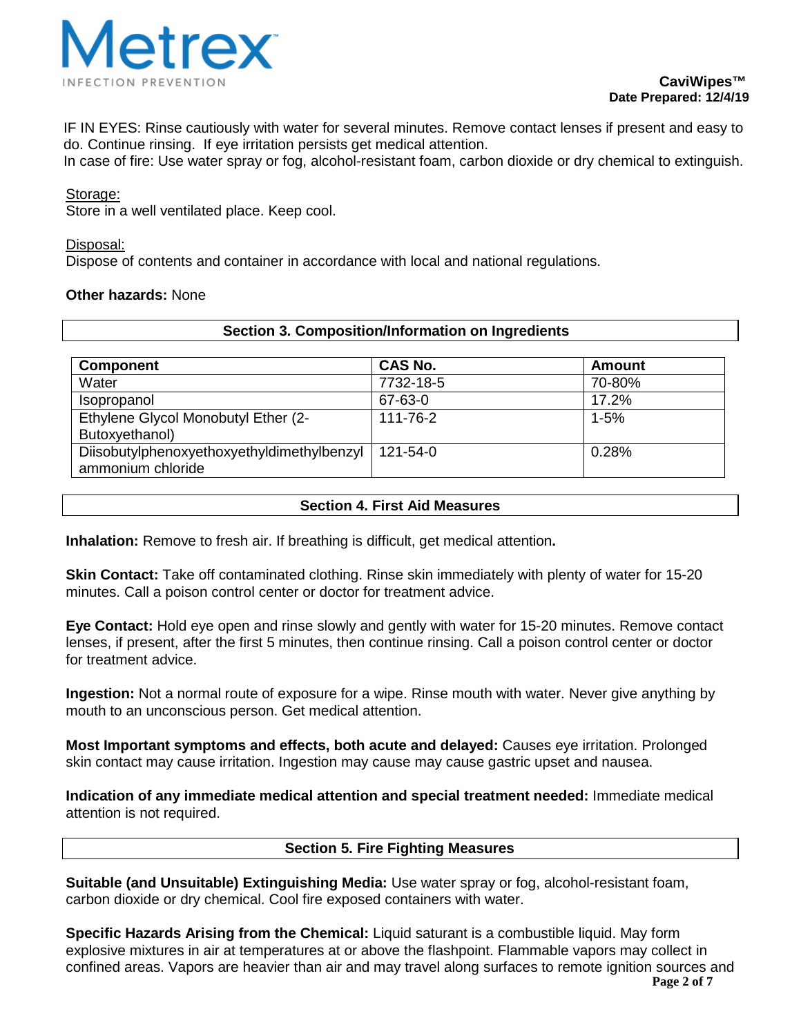IF IN EYES: Rinse cautiously with water for several minutes. Remove contact lenses if present and easy to do. Continue rinsing. If eye irritation persists get medical attention.
In case of fire: Use water spray or fog, alcohol-resistant foam, carbon dioxide or dry chemical to extinguish.

Storage:
Store in a well ventilated place. Keep cool.

Disposal:
Dispose of contents and container in accordance with local and national regulations.

**Other hazards:** None

## Section 3. Composition/Information on Ingredients

| Component | CAS No. | Amount |
|---|---|---|
| Water | 7732-18-5 | 70-80% |
| Isopropanol | 67-63-0 | 17.2% |
| Ethylene Glycol Monobutyl Ether (2-Butoxyethanol) | 111-76-2 | 1-5% |
| Diisobutylphenoxyethoxyethyldimethylbenzyl ammonium chloride | 121-54-0 | 0.28% |

## Section 4. First Aid Measures

**Inhalation:** Remove to fresh air. If breathing is difficult, get medical attention**.**

**Skin Contact:** Take off contaminated clothing. Rinse skin immediately with plenty of water for 15-20 minutes. Call a poison control center or doctor for treatment advice.

**Eye Contact:** Hold eye open and rinse slowly and gently with water for 15-20 minutes. Remove contact lenses, if present, after the first 5 minutes, then continue rinsing. Call a poison control center or doctor for treatment advice.

**Ingestion:** Not a normal route of exposure for a wipe. Rinse mouth with water. Never give anything by mouth to an unconscious person. Get medical attention.

**Most Important symptoms and effects, both acute and delayed:** Causes eye irritation. Prolonged skin contact may cause irritation. Ingestion may cause may cause gastric upset and nausea.

**Indication of any immediate medical attention and special treatment needed:** Immediate medical attention is not required.

## Section 5. Fire Fighting Measures

**Suitable (and Unsuitable) Extinguishing Media:** Use water spray or fog, alcohol-resistant foam, carbon dioxide or dry chemical. Cool fire exposed containers with water.

**Specific Hazards Arising from the Chemical:** Liquid saturant is a combustible liquid. May form explosive mixtures in air at temperatures at or above the flashpoint. Flammable vapors may collect in confined areas. Vapors are heavier than air and may travel along surfaces to remote ignition sources and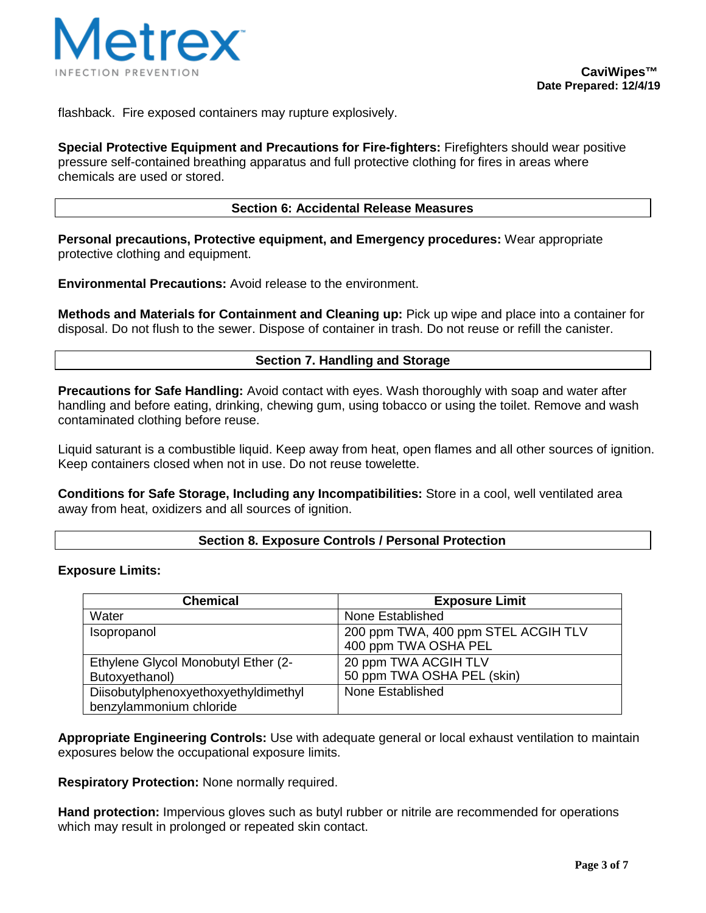flashback. Fire exposed containers may rupture explosively.

**Special Protective Equipment and Precautions for Fire-fighters:** Firefighters should wear positive pressure self-contained breathing apparatus and full protective clothing for fires in areas where chemicals are used or stored.

## Section 6: Accidental Release Measures

**Personal precautions, Protective equipment, and Emergency procedures:** Wear appropriate protective clothing and equipment.

**Environmental Precautions:** Avoid release to the environment.

**Methods and Materials for Containment and Cleaning up:** Pick up wipe and place into a container for disposal. Do not flush to the sewer. Dispose of container in trash. Do not reuse or refill the canister.

## Section 7. Handling and Storage

**Precautions for Safe Handling:** Avoid contact with eyes. Wash thoroughly with soap and water after handling and before eating, drinking, chewing gum, using tobacco or using the toilet. Remove and wash contaminated clothing before reuse.

Liquid saturant is a combustible liquid. Keep away from heat, open flames and all other sources of ignition. Keep containers closed when not in use. Do not reuse towelette.

**Conditions for Safe Storage, Including any Incompatibilities:** Store in a cool, well ventilated area away from heat, oxidizers and all sources of ignition.

## Section 8. Exposure Controls / Personal Protection

**Exposure Limits:**

| Chemical | Exposure Limit |
|---|---|
| Water | None Established |
| Isopropanol | 200 ppm TWA, 400 ppm STEL ACGIH TLV<br>400 ppm TWA OSHA PEL |
| Ethylene Glycol Monobutyl Ether (2-Butoxyethanol) | 20 ppm TWA ACGIH TLV<br>50 ppm TWA OSHA PEL (skin) |
| Diisobutylphenoxyethoxyethyldimethyl benzylammonium chloride | None Established |

**Appropriate Engineering Controls:** Use with adequate general or local exhaust ventilation to maintain exposures below the occupational exposure limits.

**Respiratory Protection:** None normally required.

**Hand protection:** Impervious gloves such as butyl rubber or nitrile are recommended for operations which may result in prolonged or repeated skin contact.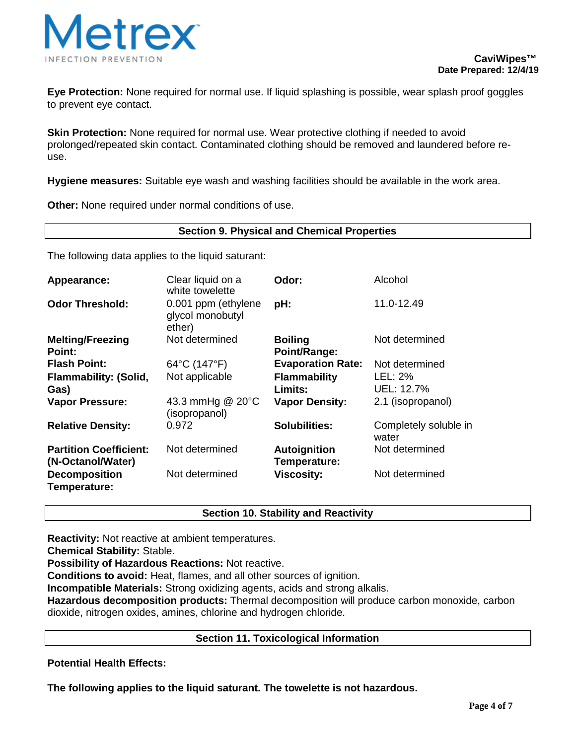**Eye Protection:** None required for normal use. If liquid splashing is possible, wear splash proof goggles to prevent eye contact.

**Skin Protection:** None required for normal use. Wear protective clothing if needed to avoid prolonged/repeated skin contact. Contaminated clothing should be removed and laundered before re-use.

**Hygiene measures:** Suitable eye wash and washing facilities should be available in the work area.

**Other:** None required under normal conditions of use.

## Section 9. Physical and Chemical Properties

The following data applies to the liquid saturant:

| | | | |
|---|---|---|---|
| **Appearance:** | Clear liquid on a white towelette | **Odor:** | Alcohol |
| **Odor Threshold:** | 0.001 ppm (ethylene glycol monobutyl ether) | **pH:** | 11.0-12.49 |
| **Melting/Freezing Point:** | Not determined | **Boiling Point/Range:** | Not determined |
| **Flash Point:** | 64°C (147°F) | **Evaporation Rate:** | Not determined |
| **Flammability: (Solid, Gas)** | Not applicable | **Flammability Limits:** | LEL: 2%<br>UEL: 12.7% |
| **Vapor Pressure:** | 43.3 mmHg @ 20°C (isopropanol) | **Vapor Density:** | 2.1 (isopropanol) |
| **Relative Density:** | 0.972 | **Solubilities:** | Completely soluble in water |
| **Partition Coefficient: (N-Octanol/Water)** | Not determined | **Autoignition Temperature:** | Not determined |
| **Decomposition Temperature:** | Not determined | **Viscosity:** | Not determined |

## Section 10. Stability and Reactivity

**Reactivity:** Not reactive at ambient temperatures.
**Chemical Stability:** Stable.
**Possibility of Hazardous Reactions:** Not reactive.
**Conditions to avoid:** Heat, flames, and all other sources of ignition.
**Incompatible Materials:** Strong oxidizing agents, acids and strong alkalis.
**Hazardous decomposition products:** Thermal decomposition will produce carbon monoxide, carbon dioxide, nitrogen oxides, amines, chlorine and hydrogen chloride.

## Section 11. Toxicological Information

**Potential Health Effects:**

**The following applies to the liquid saturant. The towelette is not hazardous.**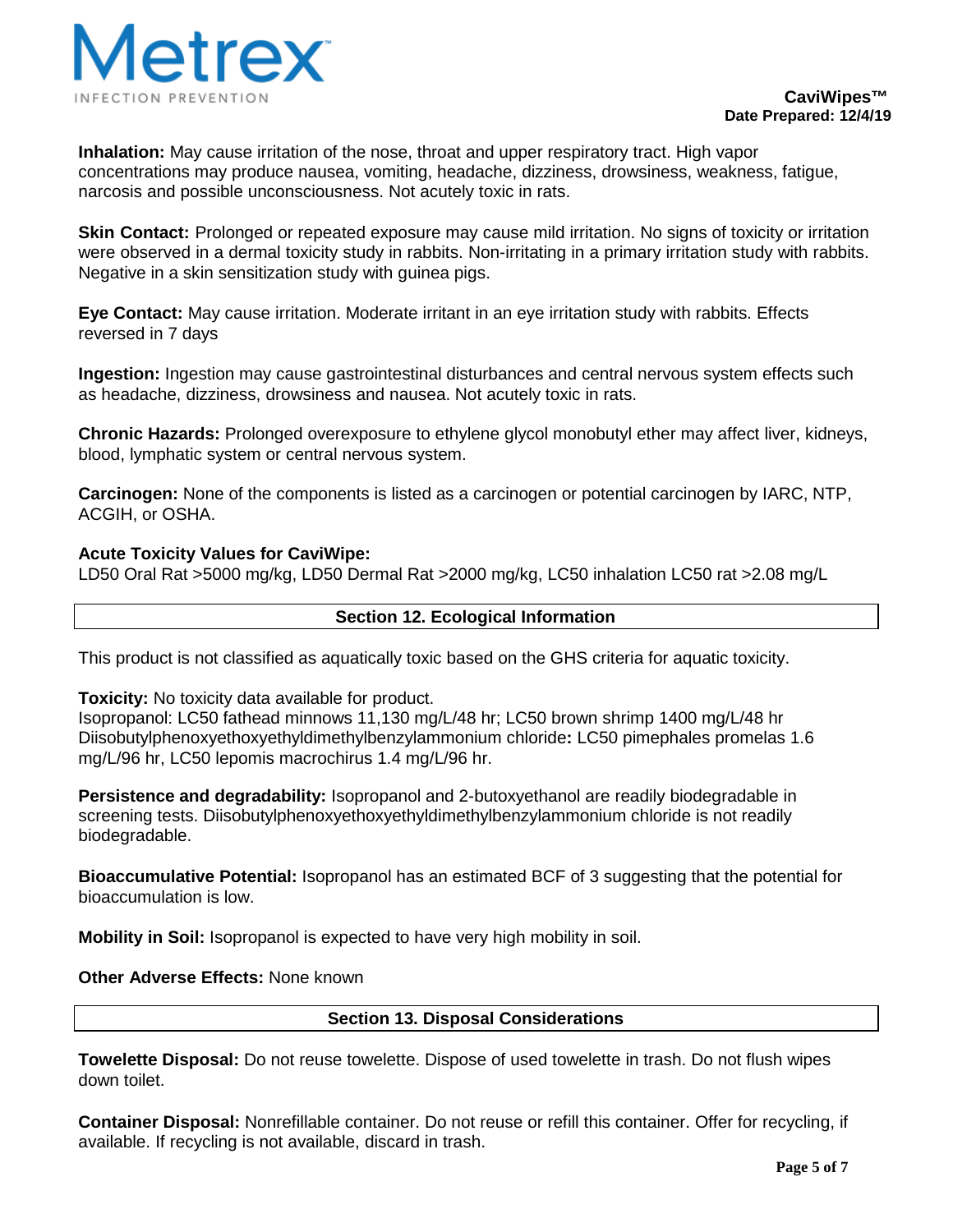**Inhalation:** May cause irritation of the nose, throat and upper respiratory tract. High vapor concentrations may produce nausea, vomiting, headache, dizziness, drowsiness, weakness, fatigue, narcosis and possible unconsciousness. Not acutely toxic in rats.

**Skin Contact:** Prolonged or repeated exposure may cause mild irritation. No signs of toxicity or irritation were observed in a dermal toxicity study in rabbits. Non-irritating in a primary irritation study with rabbits. Negative in a skin sensitization study with guinea pigs.

**Eye Contact:** May cause irritation. Moderate irritant in an eye irritation study with rabbits. Effects reversed in 7 days

**Ingestion:** Ingestion may cause gastrointestinal disturbances and central nervous system effects such as headache, dizziness, drowsiness and nausea. Not acutely toxic in rats.

**Chronic Hazards:** Prolonged overexposure to ethylene glycol monobutyl ether may affect liver, kidneys, blood, lymphatic system or central nervous system.

**Carcinogen:** None of the components is listed as a carcinogen or potential carcinogen by IARC, NTP, ACGIH, or OSHA.

**Acute Toxicity Values for CaviWipe:**
LD50 Oral Rat >5000 mg/kg, LD50 Dermal Rat >2000 mg/kg, LC50 inhalation LC50 rat >2.08 mg/L

## Section 12. Ecological Information

This product is not classified as aquatically toxic based on the GHS criteria for aquatic toxicity.

**Toxicity:** No toxicity data available for product.
Isopropanol: LC50 fathead minnows 11,130 mg/L/48 hr; LC50 brown shrimp 1400 mg/L/48 hr
Diisobutylphenoxyethoxyethyldimethylbenzylammonium chloride**:** LC50 pimephales promelas 1.6 mg/L/96 hr, LC50 lepomis macrochirus 1.4 mg/L/96 hr.

**Persistence and degradability:** Isopropanol and 2-butoxyethanol are readily biodegradable in screening tests. Diisobutylphenoxyethoxyethyldimethylbenzylammonium chloride is not readily biodegradable.

**Bioaccumulative Potential:** Isopropanol has an estimated BCF of 3 suggesting that the potential for bioaccumulation is low.

**Mobility in Soil:** Isopropanol is expected to have very high mobility in soil.

**Other Adverse Effects:** None known

## Section 13. Disposal Considerations

**Towelette Disposal:** Do not reuse towelette. Dispose of used towelette in trash. Do not flush wipes down toilet.

**Container Disposal:** Nonrefillable container. Do not reuse or refill this container. Offer for recycling, if available. If recycling is not available, discard in trash.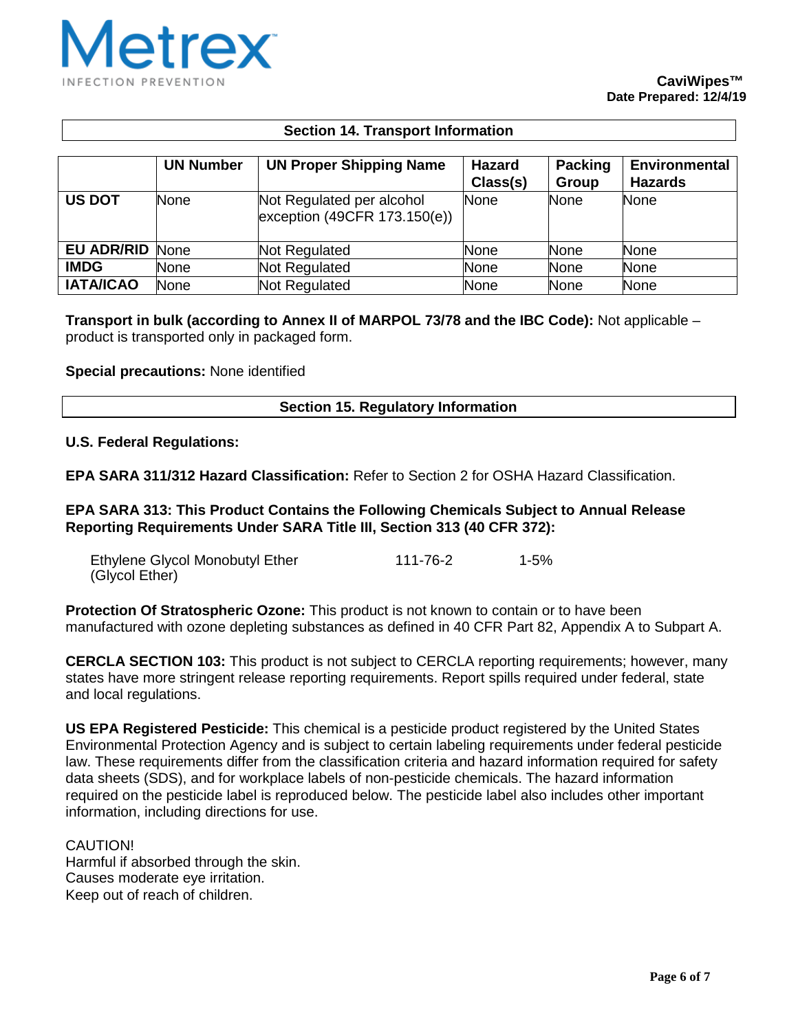## Section 14. Transport Information

| | UN Number | UN Proper Shipping Name | Hazard Class(s) | Packing Group | Environmental Hazards |
|---|---|---|---|---|---|
| **US DOT** | None | Not Regulated per alcohol exception (49CFR 173.150(e)) | None | None | None |
| **EU ADR/RID** | None | Not Regulated | None | None | None |
| **IMDG** | None | Not Regulated | None | None | None |
| **IATA/ICAO** | None | Not Regulated | None | None | None |

**Transport in bulk (according to Annex II of MARPOL 73/78 and the IBC Code):** Not applicable – product is transported only in packaged form.

**Special precautions:** None identified

## Section 15. Regulatory Information

**U.S. Federal Regulations:**

**EPA SARA 311/312 Hazard Classification:** Refer to Section 2 for OSHA Hazard Classification.

**EPA SARA 313: This Product Contains the Following Chemicals Subject to Annual Release Reporting Requirements Under SARA Title III, Section 313 (40 CFR 372):**

| | | |
|---|---|---|
| Ethylene Glycol Monobutyl Ether (Glycol Ether) | 111-76-2 | 1-5% |

**Protection Of Stratospheric Ozone:** This product is not known to contain or to have been manufactured with ozone depleting substances as defined in 40 CFR Part 82, Appendix A to Subpart A.

**CERCLA SECTION 103:** This product is not subject to CERCLA reporting requirements; however, many states have more stringent release reporting requirements. Report spills required under federal, state and local regulations.

**US EPA Registered Pesticide:** This chemical is a pesticide product registered by the United States Environmental Protection Agency and is subject to certain labeling requirements under federal pesticide law. These requirements differ from the classification criteria and hazard information required for safety data sheets (SDS), and for workplace labels of non-pesticide chemicals. The hazard information required on the pesticide label is reproduced below. The pesticide label also includes other important information, including directions for use.

CAUTION!
Harmful if absorbed through the skin.
Causes moderate eye irritation.
Keep out of reach of children.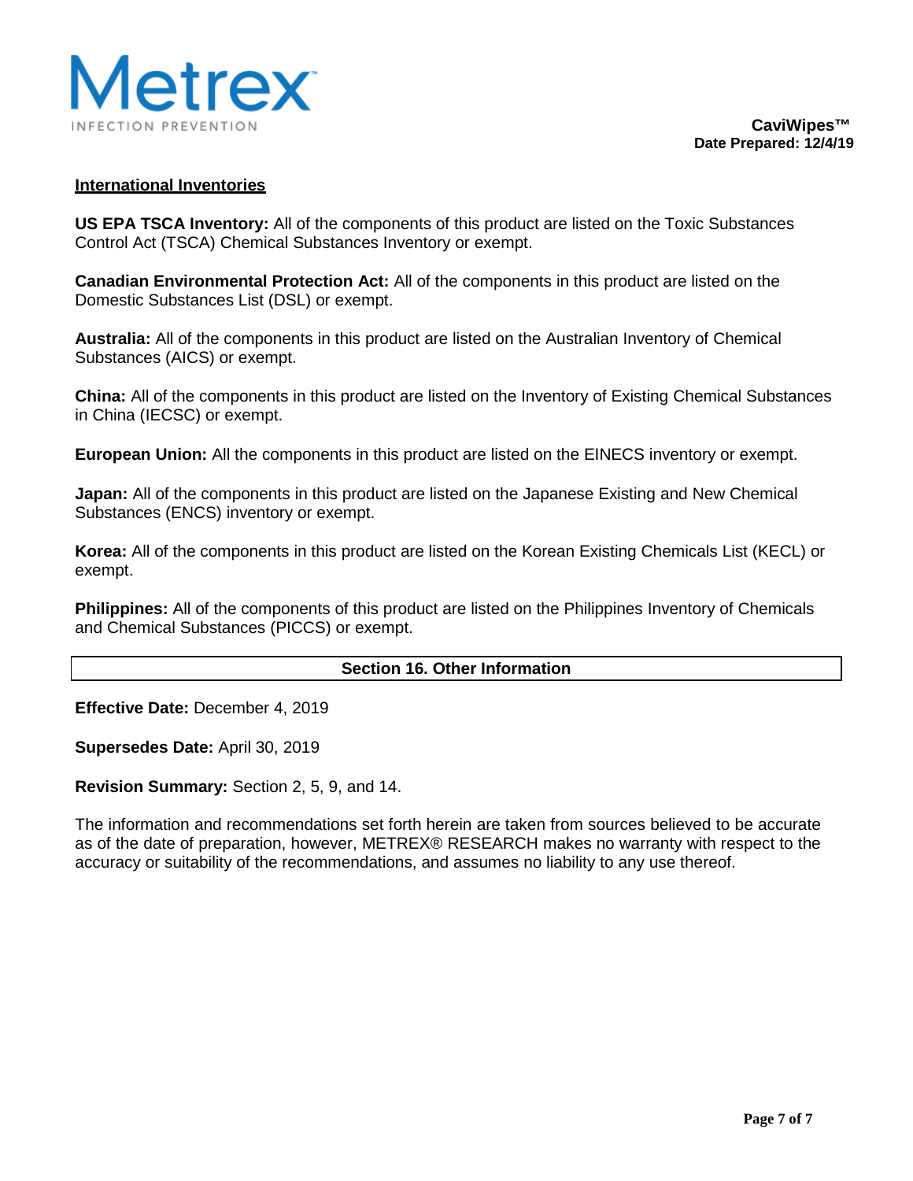**International Inventories**

**US EPA TSCA Inventory:** All of the components of this product are listed on the Toxic Substances Control Act (TSCA) Chemical Substances Inventory or exempt.

**Canadian Environmental Protection Act:** All of the components in this product are listed on the Domestic Substances List (DSL) or exempt.

**Australia:** All of the components in this product are listed on the Australian Inventory of Chemical Substances (AICS) or exempt.

**China:** All of the components in this product are listed on the Inventory of Existing Chemical Substances in China (IECSC) or exempt.

**European Union:** All the components in this product are listed on the EINECS inventory or exempt.

**Japan:** All of the components in this product are listed on the Japanese Existing and New Chemical Substances (ENCS) inventory or exempt.

**Korea:** All of the components in this product are listed on the Korean Existing Chemicals List (KECL) or exempt.

**Philippines:** All of the components of this product are listed on the Philippines Inventory of Chemicals and Chemical Substances (PICCS) or exempt.

## Section 16. Other Information

**Effective Date:** December 4, 2019

**Supersedes Date:** April 30, 2019

**Revision Summary:** Section 2, 5, 9, and 14.

The information and recommendations set forth herein are taken from sources believed to be accurate as of the date of preparation, however, METREX® RESEARCH makes no warranty with respect to the accuracy or suitability of the recommendations, and assumes no liability to any use thereof.